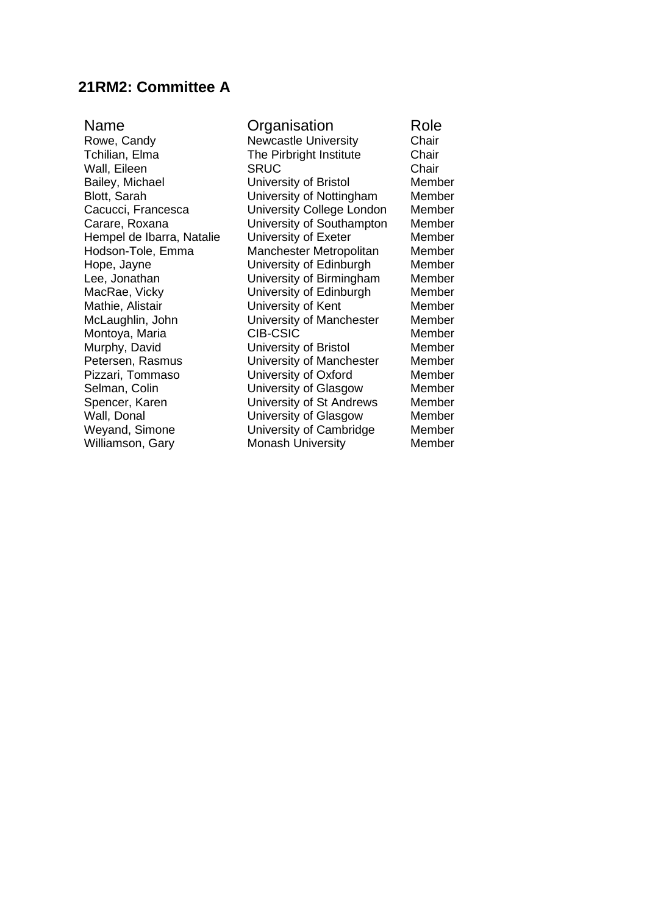## 21RM2: Committee A

| Name | Organisation | Role |
| --- | --- | --- |
| Rowe, Candy | Newcastle University | Chair |
| Tchilian, Elma | The Pirbright Institute | Chair |
| Wall, Eileen | SRUC | Chair |
| Bailey, Michael | University of Bristol | Member |
| Blott, Sarah | University of Nottingham | Member |
| Cacucci, Francesca | University College London | Member |
| Carare, Roxana | University of Southampton | Member |
| Hempel de Ibarra, Natalie | University of Exeter | Member |
| Hodson-Tole, Emma | Manchester Metropolitan | Member |
| Hope, Jayne | University of Edinburgh | Member |
| Lee, Jonathan | University of Birmingham | Member |
| MacRae, Vicky | University of Edinburgh | Member |
| Mathie, Alistair | University of Kent | Member |
| McLaughlin, John | University of Manchester | Member |
| Montoya, Maria | CIB-CSIC | Member |
| Murphy, David | University of Bristol | Member |
| Petersen, Rasmus | University of Manchester | Member |
| Pizzari, Tommaso | University of Oxford | Member |
| Selman, Colin | University of Glasgow | Member |
| Spencer, Karen | University of St Andrews | Member |
| Wall, Donal | University of Glasgow | Member |
| Weyand, Simone | University of Cambridge | Member |
| Williamson, Gary | Monash University | Member |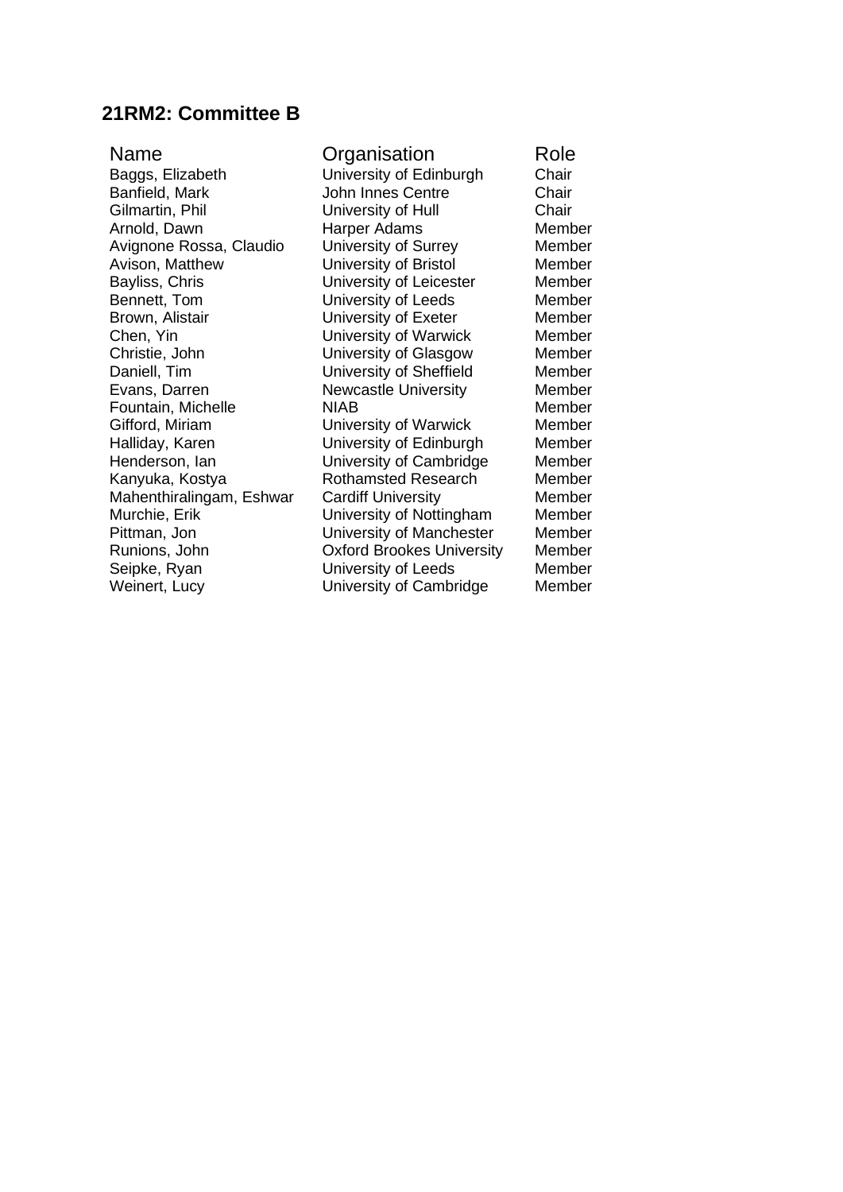## 21RM2: Committee B

| Name | Organisation | Role |
| --- | --- | --- |
| Baggs, Elizabeth | University of Edinburgh | Chair |
| Banfield, Mark | John Innes Centre | Chair |
| Gilmartin, Phil | University of Hull | Chair |
| Arnold, Dawn | Harper Adams | Member |
| Avignone Rossa, Claudio | University of Surrey | Member |
| Avison, Matthew | University of Bristol | Member |
| Bayliss, Chris | University of Leicester | Member |
| Bennett, Tom | University of Leeds | Member |
| Brown, Alistair | University of Exeter | Member |
| Chen, Yin | University of Warwick | Member |
| Christie, John | University of Glasgow | Member |
| Daniell, Tim | University of Sheffield | Member |
| Evans, Darren | Newcastle University | Member |
| Fountain, Michelle | NIAB | Member |
| Gifford, Miriam | University of Warwick | Member |
| Halliday, Karen | University of Edinburgh | Member |
| Henderson, Ian | University of Cambridge | Member |
| Kanyuka, Kostya | Rothamsted Research | Member |
| Mahenthiralingam, Eshwar | Cardiff University | Member |
| Murchie, Erik | University of Nottingham | Member |
| Pittman, Jon | University of Manchester | Member |
| Runions, John | Oxford Brookes University | Member |
| Seipke, Ryan | University of Leeds | Member |
| Weinert, Lucy | University of Cambridge | Member |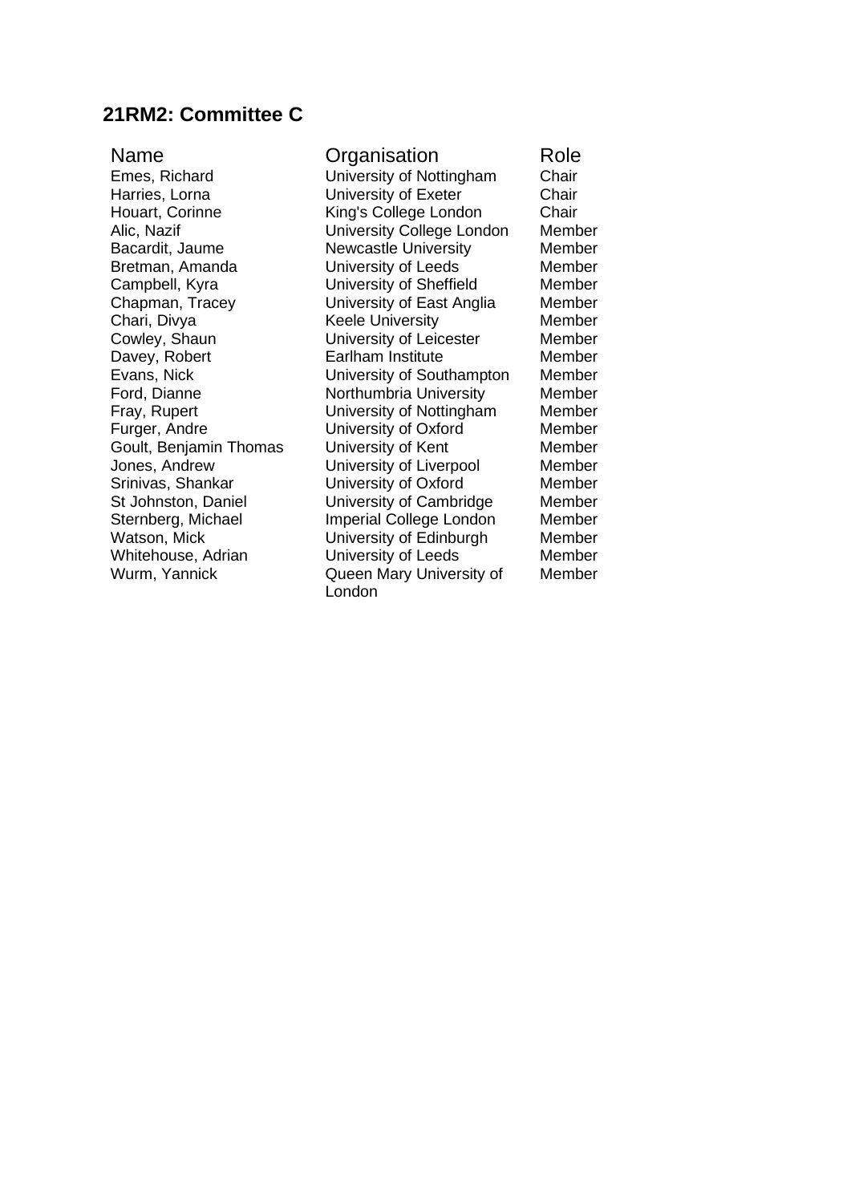## 21RM2: Committee C

| Name | Organisation | Role |
| --- | --- | --- |
| Emes, Richard | University of Nottingham | Chair |
| Harries, Lorna | University of Exeter | Chair |
| Houart, Corinne | King's College London | Chair |
| Alic, Nazif | University College London | Member |
| Bacardit, Jaume | Newcastle University | Member |
| Bretman, Amanda | University of Leeds | Member |
| Campbell, Kyra | University of Sheffield | Member |
| Chapman, Tracey | University of East Anglia | Member |
| Chari, Divya | Keele University | Member |
| Cowley, Shaun | University of Leicester | Member |
| Davey, Robert | Earlham Institute | Member |
| Evans, Nick | University of Southampton | Member |
| Ford, Dianne | Northumbria University | Member |
| Fray, Rupert | University of Nottingham | Member |
| Furger, Andre | University of Oxford | Member |
| Goult, Benjamin Thomas | University of Kent | Member |
| Jones, Andrew | University of Liverpool | Member |
| Srinivas, Shankar | University of Oxford | Member |
| St Johnston, Daniel | University of Cambridge | Member |
| Sternberg, Michael | Imperial College London | Member |
| Watson, Mick | University of Edinburgh | Member |
| Whitehouse, Adrian | University of Leeds | Member |
| Wurm, Yannick | Queen Mary University of London | Member |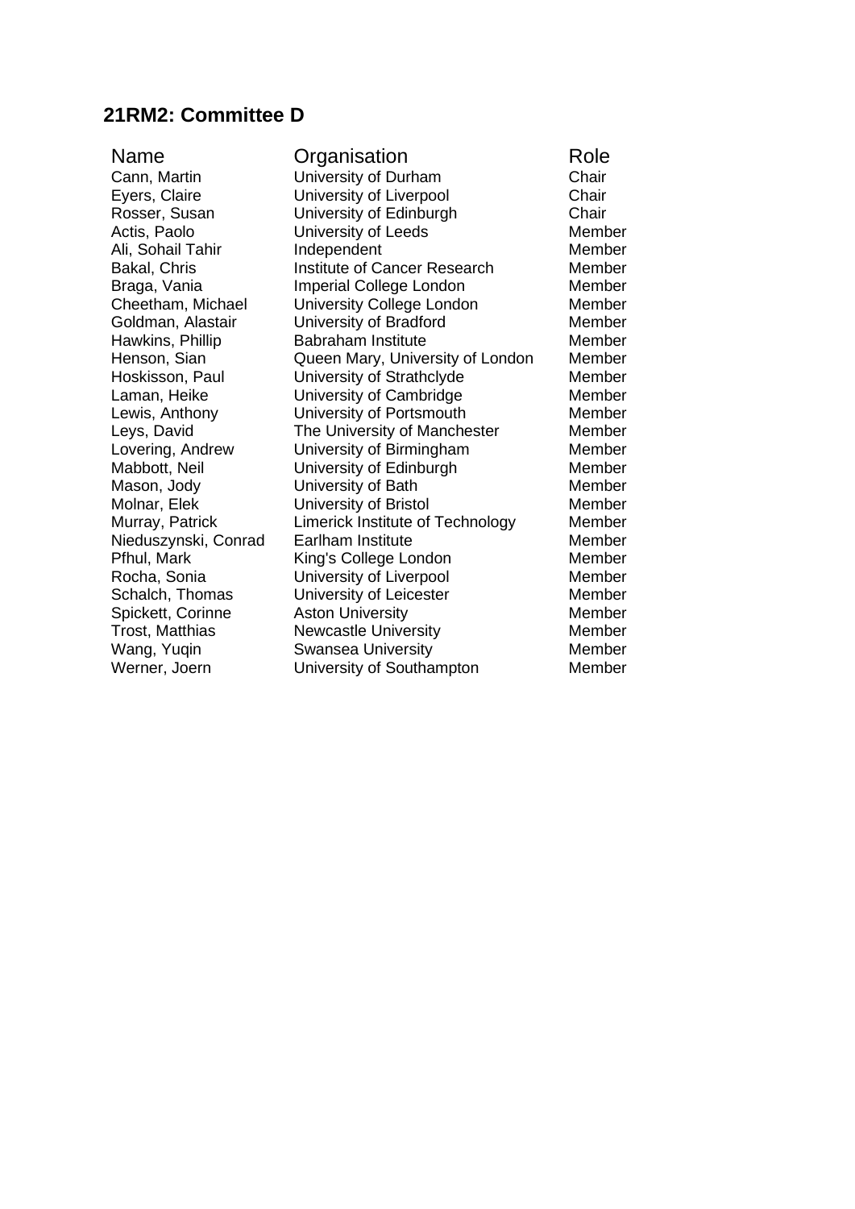## 21RM2: Committee D

| Name | Organisation | Role |
| --- | --- | --- |
| Cann, Martin | University of Durham | Chair |
| Eyers, Claire | University of Liverpool | Chair |
| Rosser, Susan | University of Edinburgh | Chair |
| Actis, Paolo | University of Leeds | Member |
| Ali, Sohail Tahir | Independent | Member |
| Bakal, Chris | Institute of Cancer Research | Member |
| Braga, Vania | Imperial College London | Member |
| Cheetham, Michael | University College London | Member |
| Goldman, Alastair | University of Bradford | Member |
| Hawkins, Phillip | Babraham Institute | Member |
| Henson, Sian | Queen Mary, University of London | Member |
| Hoskisson, Paul | University of Strathclyde | Member |
| Laman, Heike | University of Cambridge | Member |
| Lewis, Anthony | University of Portsmouth | Member |
| Leys, David | The University of Manchester | Member |
| Lovering, Andrew | University of Birmingham | Member |
| Mabbott, Neil | University of Edinburgh | Member |
| Mason, Jody | University of Bath | Member |
| Molnar, Elek | University of Bristol | Member |
| Murray, Patrick | Limerick Institute of Technology | Member |
| Nieduszynski, Conrad | Earlham Institute | Member |
| Pfhul, Mark | King's College London | Member |
| Rocha, Sonia | University of Liverpool | Member |
| Schalch, Thomas | University of Leicester | Member |
| Spickett, Corinne | Aston University | Member |
| Trost, Matthias | Newcastle University | Member |
| Wang, Yuqin | Swansea University | Member |
| Werner, Joern | University of Southampton | Member |